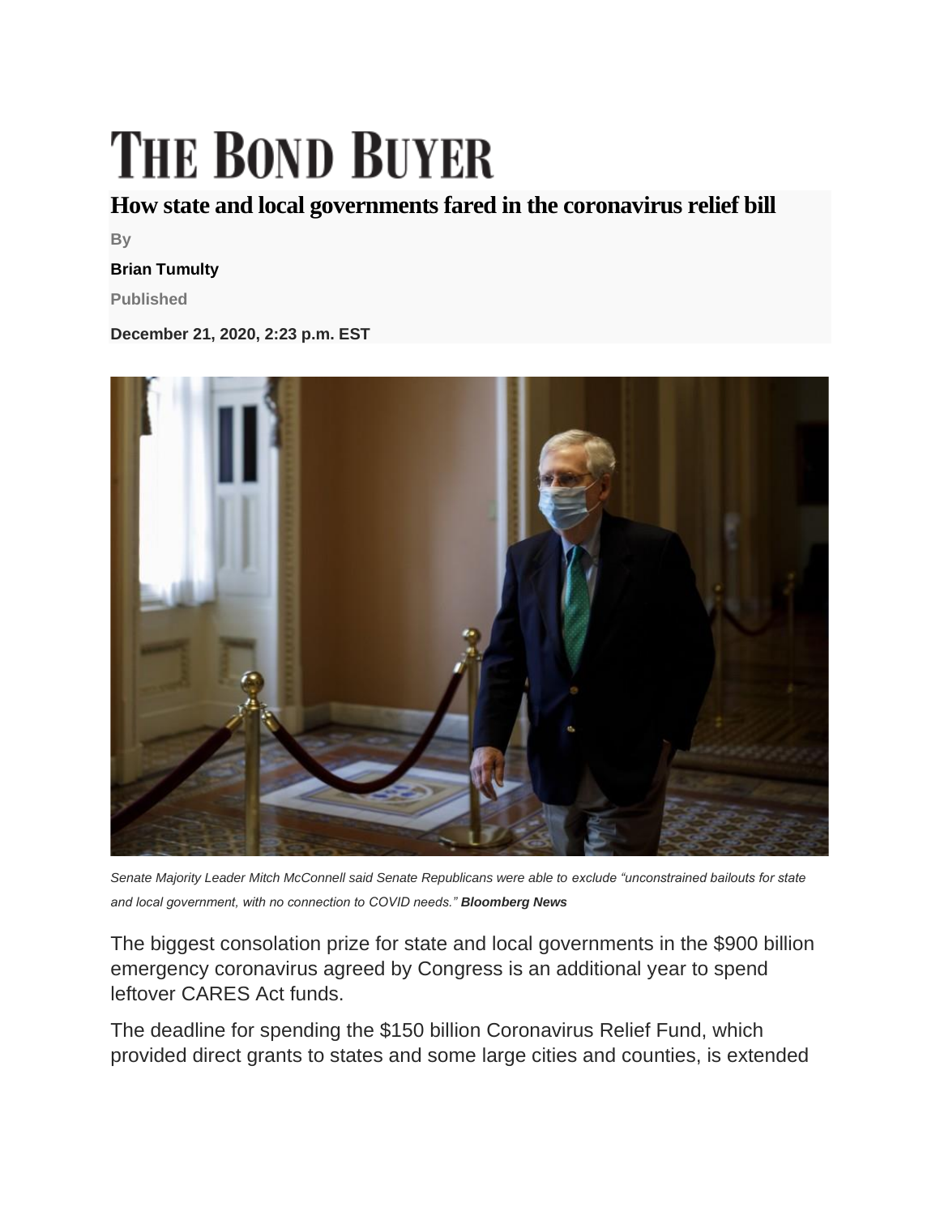# THE BOND BUYER

## How state and local governments fared in the coronavirus relief bill

By

**Brian Tumulty**

Published

**December 21, 2020, 2:23 p.m. EST**

*Senate Majority Leader Mitch McConnell said Senate Republicans were able to exclude "unconstrained bailouts for state and local government, with no connection to COVID needs."* ***Bloomberg News***

The biggest consolation prize for state and local governments in the $900 billion emergency coronavirus agreed by Congress is an additional year to spend leftover CARES Act funds.

The deadline for spending the $150 billion Coronavirus Relief Fund, which provided direct grants to states and some large cities and counties, is extended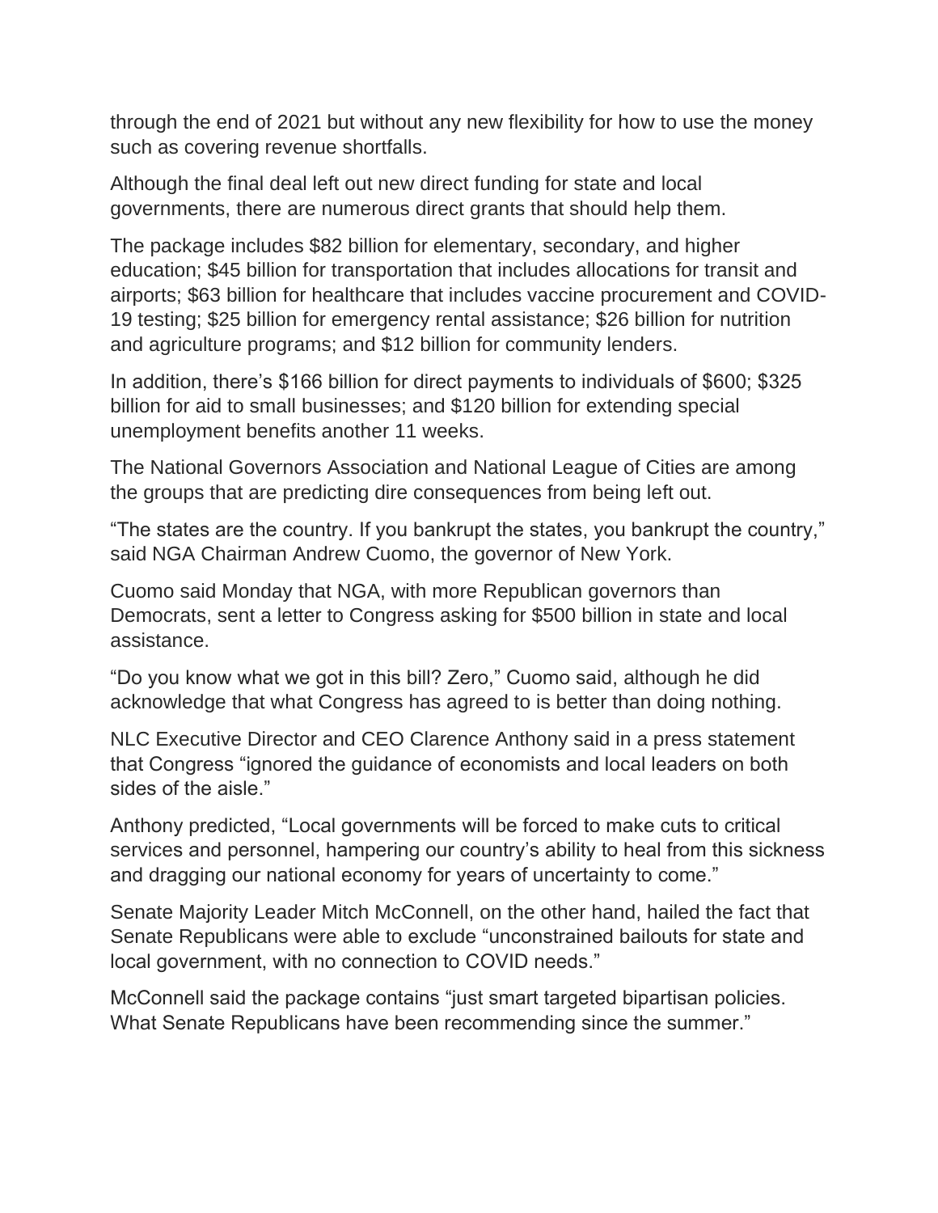through the end of 2021 but without any new flexibility for how to use the money such as covering revenue shortfalls.

Although the final deal left out new direct funding for state and local governments, there are numerous direct grants that should help them.

The package includes $82 billion for elementary, secondary, and higher education; $45 billion for transportation that includes allocations for transit and airports; $63 billion for healthcare that includes vaccine procurement and COVID-19 testing; $25 billion for emergency rental assistance; $26 billion for nutrition and agriculture programs; and $12 billion for community lenders.

In addition, there's $166 billion for direct payments to individuals of $600; $325 billion for aid to small businesses; and $120 billion for extending special unemployment benefits another 11 weeks.

The National Governors Association and National League of Cities are among the groups that are predicting dire consequences from being left out.

"The states are the country. If you bankrupt the states, you bankrupt the country," said NGA Chairman Andrew Cuomo, the governor of New York.

Cuomo said Monday that NGA, with more Republican governors than Democrats, sent a letter to Congress asking for $500 billion in state and local assistance.

"Do you know what we got in this bill? Zero," Cuomo said, although he did acknowledge that what Congress has agreed to is better than doing nothing.

NLC Executive Director and CEO Clarence Anthony said in a press statement that Congress "ignored the guidance of economists and local leaders on both sides of the aisle."

Anthony predicted, "Local governments will be forced to make cuts to critical services and personnel, hampering our country's ability to heal from this sickness and dragging our national economy for years of uncertainty to come."

Senate Majority Leader Mitch McConnell, on the other hand, hailed the fact that Senate Republicans were able to exclude "unconstrained bailouts for state and local government, with no connection to COVID needs."

McConnell said the package contains "just smart targeted bipartisan policies. What Senate Republicans have been recommending since the summer."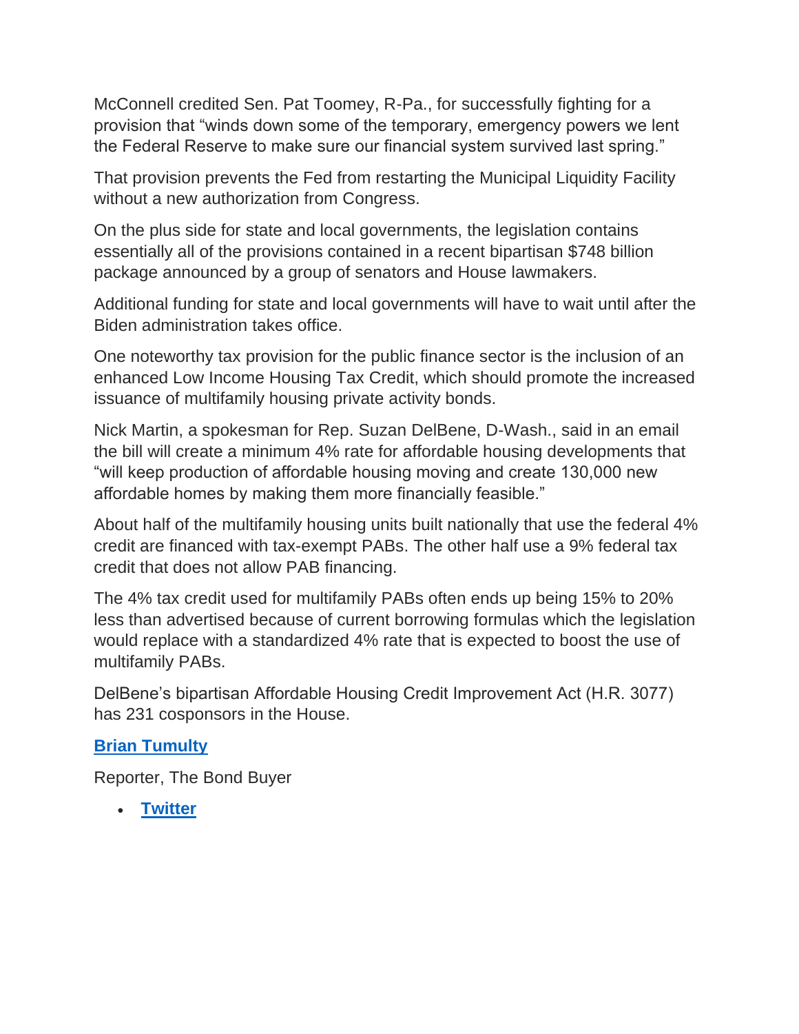McConnell credited Sen. Pat Toomey, R-Pa., for successfully fighting for a provision that “winds down some of the temporary, emergency powers we lent the Federal Reserve to make sure our financial system survived last spring.”

That provision prevents the Fed from restarting the Municipal Liquidity Facility without a new authorization from Congress.

On the plus side for state and local governments, the legislation contains essentially all of the provisions contained in a recent bipartisan $748 billion package announced by a group of senators and House lawmakers.

Additional funding for state and local governments will have to wait until after the Biden administration takes office.

One noteworthy tax provision for the public finance sector is the inclusion of an enhanced Low Income Housing Tax Credit, which should promote the increased issuance of multifamily housing private activity bonds.

Nick Martin, a spokesman for Rep. Suzan DelBene, D-Wash., said in an email the bill will create a minimum 4% rate for affordable housing developments that “will keep production of affordable housing moving and create 130,000 new affordable homes by making them more financially feasible.”

About half of the multifamily housing units built nationally that use the federal 4% credit are financed with tax-exempt PABs. The other half use a 9% federal tax credit that does not allow PAB financing.

The 4% tax credit used for multifamily PABs often ends up being 15% to 20% less than advertised because of current borrowing formulas which the legislation would replace with a standardized 4% rate that is expected to boost the use of multifamily PABs.

DelBene’s bipartisan Affordable Housing Credit Improvement Act (H.R. 3077) has 231 cosponsors in the House.

**Brian Tumulty**

Reporter, The Bond Buyer

- **Twitter**